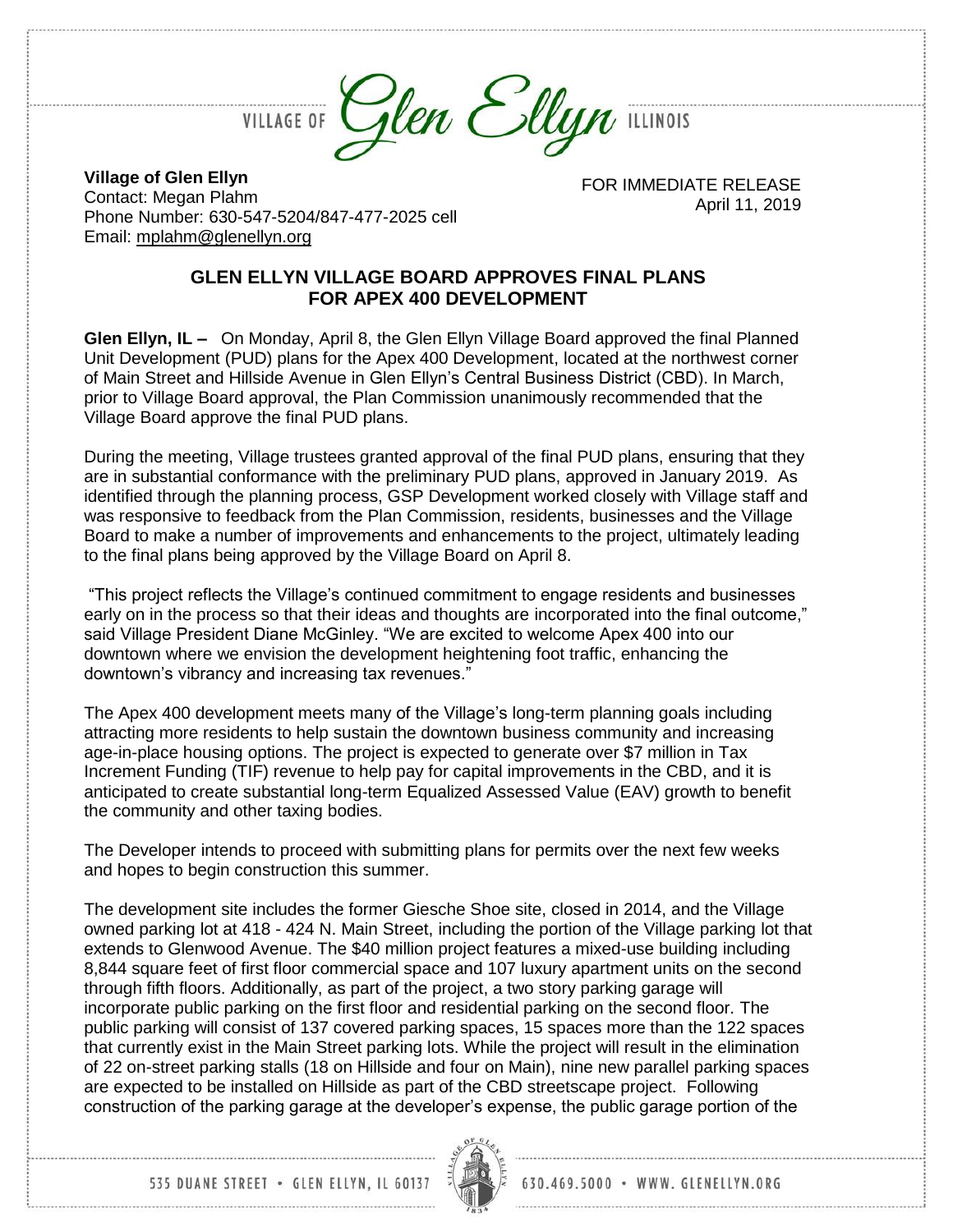VILLAGE OF Glen Ellyn ILLINOIS

**Village of Glen Ellyn**
Contact: Megan Plahm
Phone Number: 630-547-5204/847-477-2025 cell
Email: mplahm@glenellyn.org

FOR IMMEDIATE RELEASE
April 11, 2019

## GLEN ELLYN VILLAGE BOARD APPROVES FINAL PLANS FOR APEX 400 DEVELOPMENT

**Glen Ellyn, IL –** On Monday, April 8, the Glen Ellyn Village Board approved the final Planned Unit Development (PUD) plans for the Apex 400 Development, located at the northwest corner of Main Street and Hillside Avenue in Glen Ellyn's Central Business District (CBD). In March, prior to Village Board approval, the Plan Commission unanimously recommended that the Village Board approve the final PUD plans.

During the meeting, Village trustees granted approval of the final PUD plans, ensuring that they are in substantial conformance with the preliminary PUD plans, approved in January 2019. As identified through the planning process, GSP Development worked closely with Village staff and was responsive to feedback from the Plan Commission, residents, businesses and the Village Board to make a number of improvements and enhancements to the project, ultimately leading to the final plans being approved by the Village Board on April 8.

"This project reflects the Village's continued commitment to engage residents and businesses early on in the process so that their ideas and thoughts are incorporated into the final outcome," said Village President Diane McGinley. "We are excited to welcome Apex 400 into our downtown where we envision the development heightening foot traffic, enhancing the downtown's vibrancy and increasing tax revenues."

The Apex 400 development meets many of the Village's long-term planning goals including attracting more residents to help sustain the downtown business community and increasing age-in-place housing options. The project is expected to generate over $7 million in Tax Increment Funding (TIF) revenue to help pay for capital improvements in the CBD, and it is anticipated to create substantial long-term Equalized Assessed Value (EAV) growth to benefit the community and other taxing bodies.

The Developer intends to proceed with submitting plans for permits over the next few weeks and hopes to begin construction this summer.

The development site includes the former Giesche Shoe site, closed in 2014, and the Village owned parking lot at 418 - 424 N. Main Street, including the portion of the Village parking lot that extends to Glenwood Avenue. The $40 million project features a mixed-use building including 8,844 square feet of first floor commercial space and 107 luxury apartment units on the second through fifth floors. Additionally, as part of the project, a two story parking garage will incorporate public parking on the first floor and residential parking on the second floor. The public parking will consist of 137 covered parking spaces, 15 spaces more than the 122 spaces that currently exist in the Main Street parking lots. While the project will result in the elimination of 22 on-street parking stalls (18 on Hillside and four on Main), nine new parallel parking spaces are expected to be installed on Hillside as part of the CBD streetscape project. Following construction of the parking garage at the developer's expense, the public garage portion of the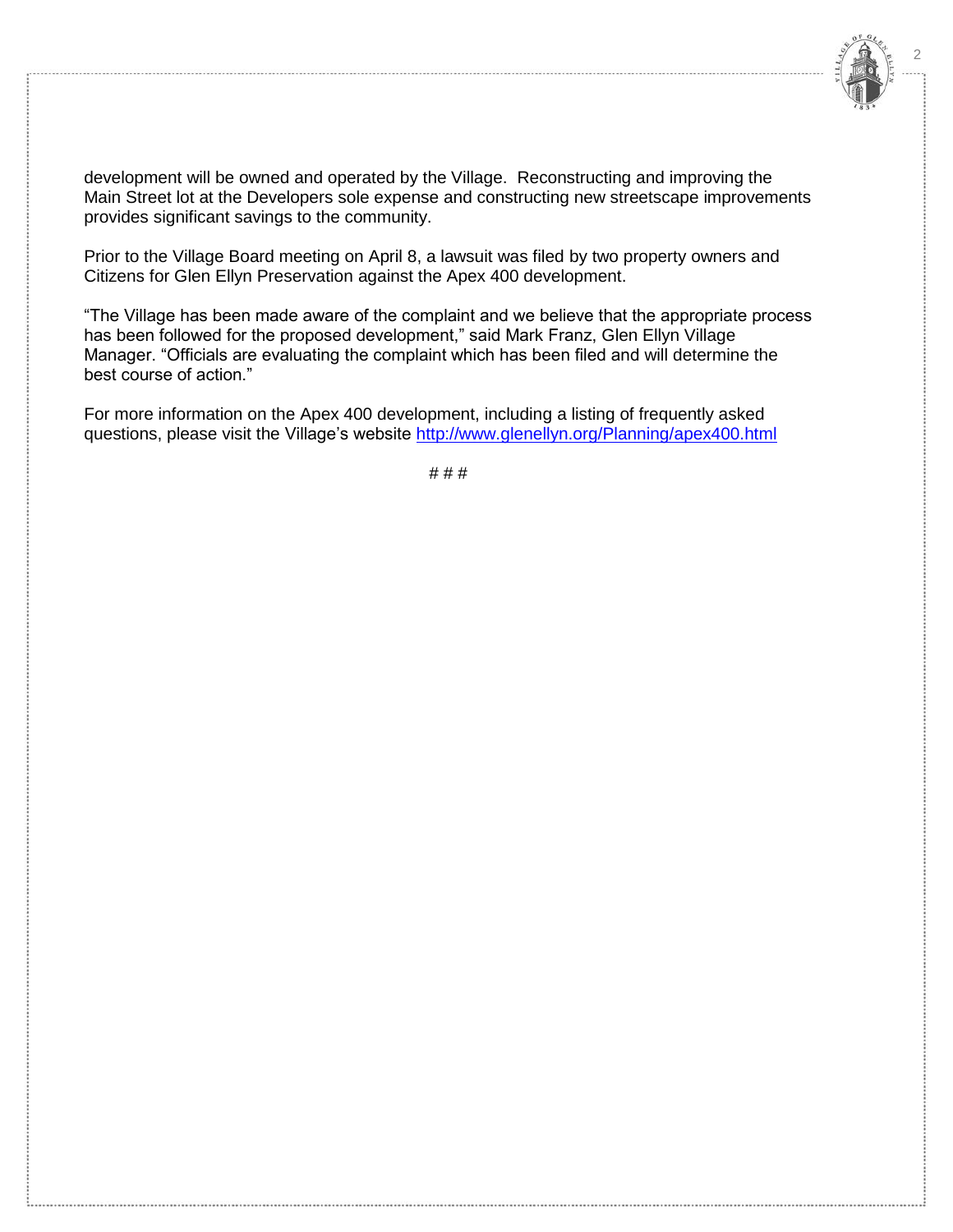development will be owned and operated by the Village. Reconstructing and improving the Main Street lot at the Developers sole expense and constructing new streetscape improvements provides significant savings to the community.

Prior to the Village Board meeting on April 8, a lawsuit was filed by two property owners and Citizens for Glen Ellyn Preservation against the Apex 400 development.

"The Village has been made aware of the complaint and we believe that the appropriate process has been followed for the proposed development," said Mark Franz, Glen Ellyn Village Manager. "Officials are evaluating the complaint which has been filed and will determine the best course of action."

For more information on the Apex 400 development, including a listing of frequently asked questions, please visit the Village's website http://www.glenellyn.org/Planning/apex400.html

# # #